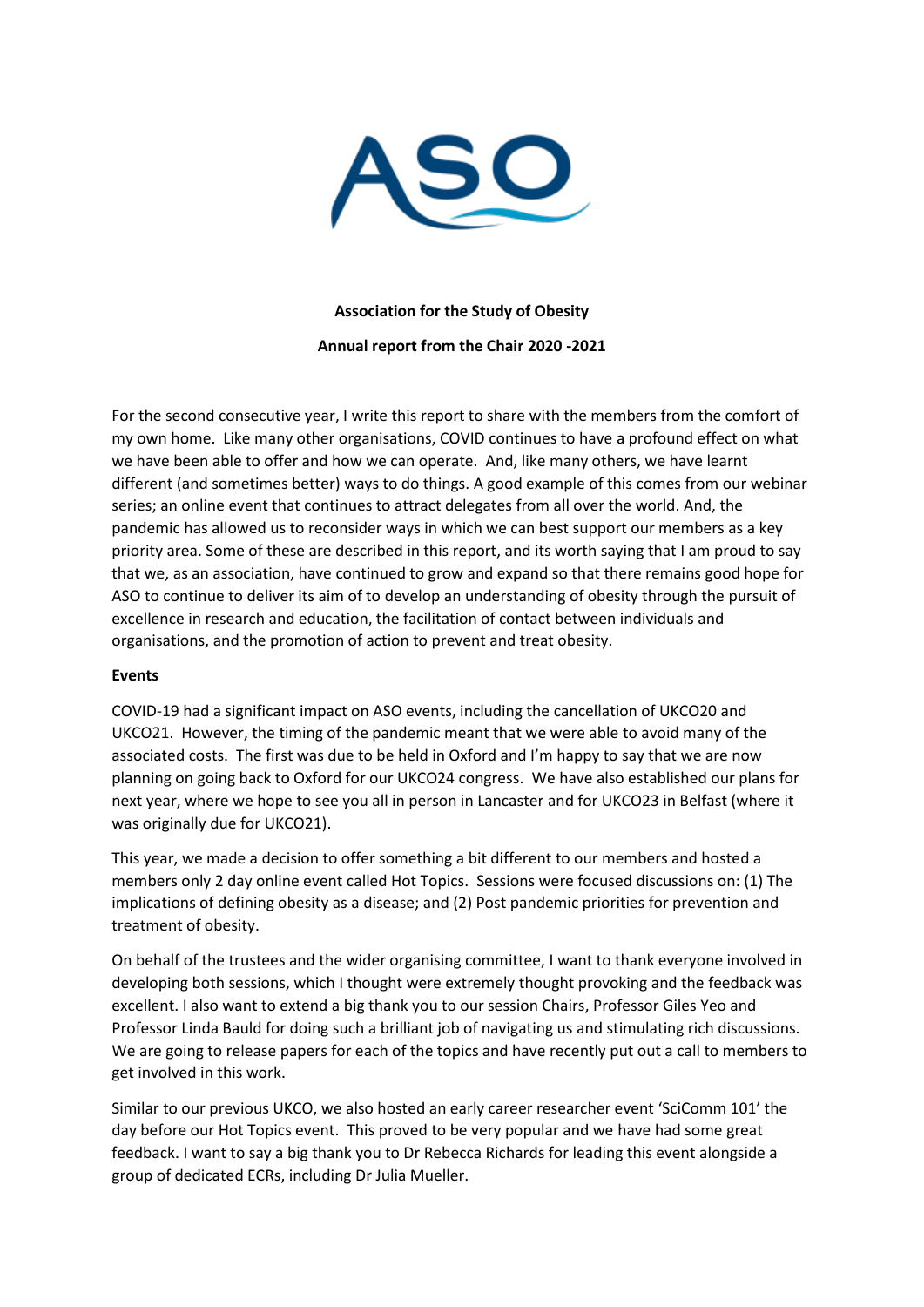**Association for the Study of Obesity**

**Annual report from the Chair 2020 -2021**

For the second consecutive year, I write this report to share with the members from the comfort of my own home. Like many other organisations, COVID continues to have a profound effect on what we have been able to offer and how we can operate. And, like many others, we have learnt different (and sometimes better) ways to do things. A good example of this comes from our webinar series; an online event that continues to attract delegates from all over the world. And, the pandemic has allowed us to reconsider ways in which we can best support our members as a key priority area. Some of these are described in this report, and its worth saying that I am proud to say that we, as an association, have continued to grow and expand so that there remains good hope for ASO to continue to deliver its aim of to develop an understanding of obesity through the pursuit of excellence in research and education, the facilitation of contact between individuals and organisations, and the promotion of action to prevent and treat obesity.

**Events**

COVID-19 had a significant impact on ASO events, including the cancellation of UKCO20 and UKCO21. However, the timing of the pandemic meant that we were able to avoid many of the associated costs. The first was due to be held in Oxford and I'm happy to say that we are now planning on going back to Oxford for our UKCO24 congress. We have also established our plans for next year, where we hope to see you all in person in Lancaster and for UKCO23 in Belfast (where it was originally due for UKCO21).

This year, we made a decision to offer something a bit different to our members and hosted a members only 2 day online event called Hot Topics. Sessions were focused discussions on: (1) The implications of defining obesity as a disease; and (2) Post pandemic priorities for prevention and treatment of obesity.

On behalf of the trustees and the wider organising committee, I want to thank everyone involved in developing both sessions, which I thought were extremely thought provoking and the feedback was excellent. I also want to extend a big thank you to our session Chairs, Professor Giles Yeo and Professor Linda Bauld for doing such a brilliant job of navigating us and stimulating rich discussions. We are going to release papers for each of the topics and have recently put out a call to members to get involved in this work.

Similar to our previous UKCO, we also hosted an early career researcher event 'SciComm 101' the day before our Hot Topics event. This proved to be very popular and we have had some great feedback. I want to say a big thank you to Dr Rebecca Richards for leading this event alongside a group of dedicated ECRs, including Dr Julia Mueller.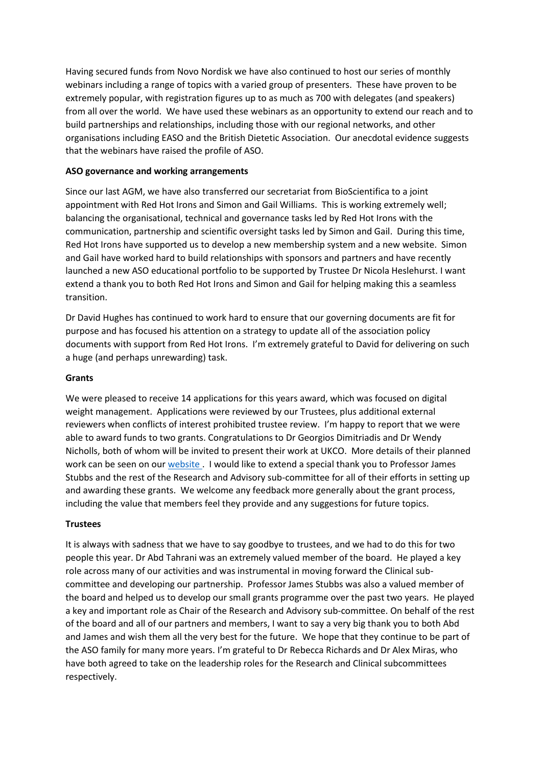Having secured funds from Novo Nordisk we have also continued to host our series of monthly webinars including a range of topics with a varied group of presenters. These have proven to be extremely popular, with registration figures up to as much as 700 with delegates (and speakers) from all over the world. We have used these webinars as an opportunity to extend our reach and to build partnerships and relationships, including those with our regional networks, and other organisations including EASO and the British Dietetic Association. Our anecdotal evidence suggests that the webinars have raised the profile of ASO.

**ASO governance and working arrangements**

Since our last AGM, we have also transferred our secretariat from BioScientifica to a joint appointment with Red Hot Irons and Simon and Gail Williams. This is working extremely well; balancing the organisational, technical and governance tasks led by Red Hot Irons with the communication, partnership and scientific oversight tasks led by Simon and Gail. During this time, Red Hot Irons have supported us to develop a new membership system and a new website. Simon and Gail have worked hard to build relationships with sponsors and partners and have recently launched a new ASO educational portfolio to be supported by Trustee Dr Nicola Heslehurst. I want extend a thank you to both Red Hot Irons and Simon and Gail for helping making this a seamless transition.

Dr David Hughes has continued to work hard to ensure that our governing documents are fit for purpose and has focused his attention on a strategy to update all of the association policy documents with support from Red Hot Irons. I'm extremely grateful to David for delivering on such a huge (and perhaps unrewarding) task.

**Grants**

We were pleased to receive 14 applications for this years award, which was focused on digital weight management. Applications were reviewed by our Trustees, plus additional external reviewers when conflicts of interest prohibited trustee review. I'm happy to report that we were able to award funds to two grants. Congratulations to Dr Georgios Dimitriadis and Dr Wendy Nicholls, both of whom will be invited to present their work at UKCO. More details of their planned work can be seen on our website . I would like to extend a special thank you to Professor James Stubbs and the rest of the Research and Advisory sub-committee for all of their efforts in setting up and awarding these grants. We welcome any feedback more generally about the grant process, including the value that members feel they provide and any suggestions for future topics.

**Trustees**

It is always with sadness that we have to say goodbye to trustees, and we had to do this for two people this year. Dr Abd Tahrani was an extremely valued member of the board. He played a key role across many of our activities and was instrumental in moving forward the Clinical sub-committee and developing our partnership. Professor James Stubbs was also a valued member of the board and helped us to develop our small grants programme over the past two years. He played a key and important role as Chair of the Research and Advisory sub-committee. On behalf of the rest of the board and all of our partners and members, I want to say a very big thank you to both Abd and James and wish them all the very best for the future. We hope that they continue to be part of the ASO family for many more years. I'm grateful to Dr Rebecca Richards and Dr Alex Miras, who have both agreed to take on the leadership roles for the Research and Clinical subcommittees respectively.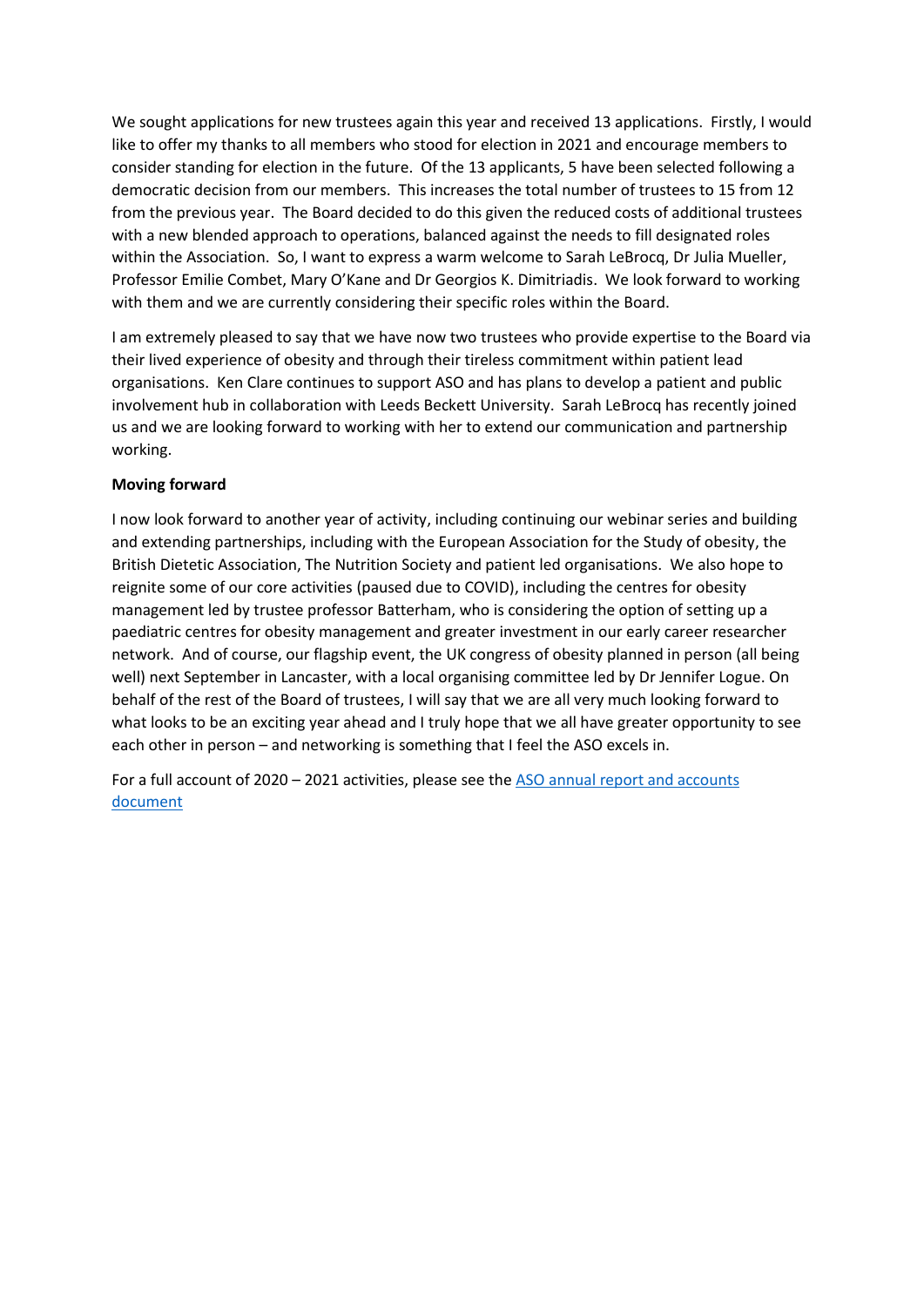We sought applications for new trustees again this year and received 13 applications. Firstly, I would like to offer my thanks to all members who stood for election in 2021 and encourage members to consider standing for election in the future. Of the 13 applicants, 5 have been selected following a democratic decision from our members. This increases the total number of trustees to 15 from 12 from the previous year. The Board decided to do this given the reduced costs of additional trustees with a new blended approach to operations, balanced against the needs to fill designated roles within the Association. So, I want to express a warm welcome to Sarah LeBrocq, Dr Julia Mueller, Professor Emilie Combet, Mary O'Kane and Dr Georgios K. Dimitriadis. We look forward to working with them and we are currently considering their specific roles within the Board.

I am extremely pleased to say that we have now two trustees who provide expertise to the Board via their lived experience of obesity and through their tireless commitment within patient lead organisations. Ken Clare continues to support ASO and has plans to develop a patient and public involvement hub in collaboration with Leeds Beckett University. Sarah LeBrocq has recently joined us and we are looking forward to working with her to extend our communication and partnership working.

**Moving forward**

I now look forward to another year of activity, including continuing our webinar series and building and extending partnerships, including with the European Association for the Study of obesity, the British Dietetic Association, The Nutrition Society and patient led organisations. We also hope to reignite some of our core activities (paused due to COVID), including the centres for obesity management led by trustee professor Batterham, who is considering the option of setting up a paediatric centres for obesity management and greater investment in our early career researcher network. And of course, our flagship event, the UK congress of obesity planned in person (all being well) next September in Lancaster, with a local organising committee led by Dr Jennifer Logue. On behalf of the rest of the Board of trustees, I will say that we are all very much looking forward to what looks to be an exciting year ahead and I truly hope that we all have greater opportunity to see each other in person – and networking is something that I feel the ASO excels in.

For a full account of 2020 – 2021 activities, please see the [ASO annual report and accounts document]